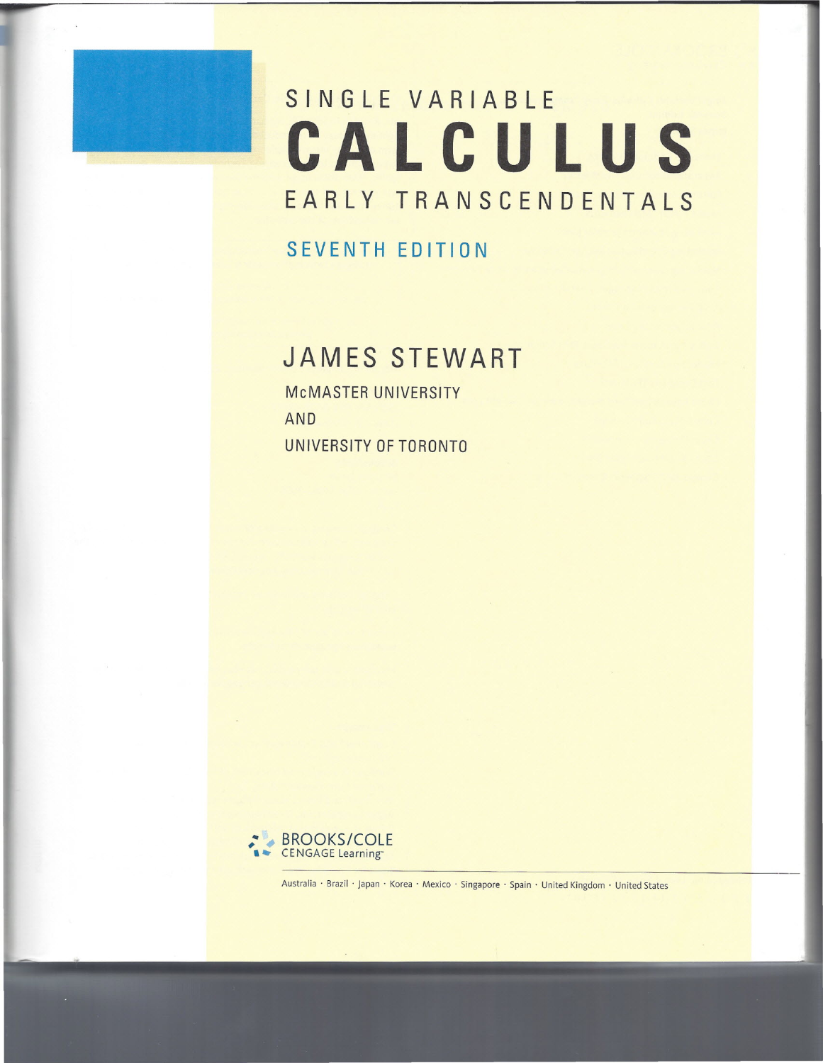# SINGLE VARIABLE CALCULUS

# EARLY TRANSCENDENTALS

## SEVENTH EDITION

## JAMES STEWART

McMASTER UNIVERSITY

AND

UNIVERSITY OF TORONTO

BROOKS/COLE
CENGAGE Learning™

Australia · Brazil · Japan · Korea · Mexico · Singapore · Spain · United Kingdom · United States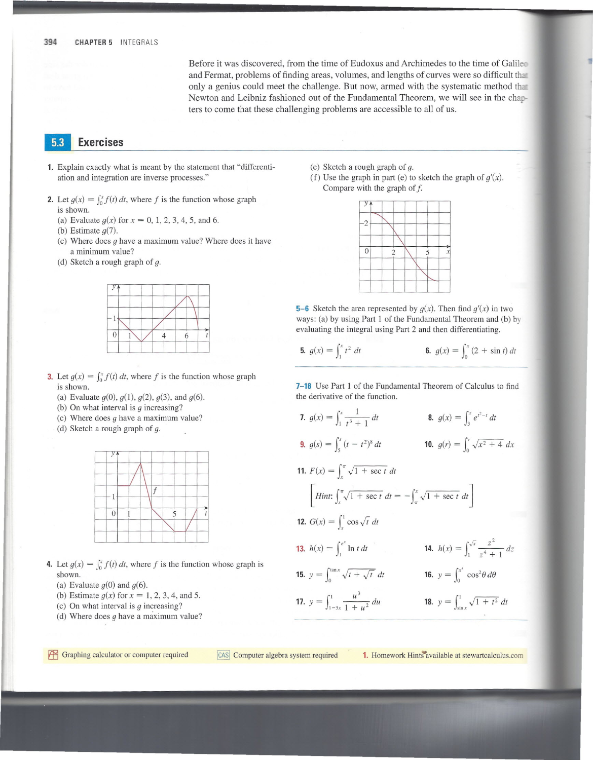Before it was discovered, from the time of Eudoxus and Archimedes to the time of Galileo and Fermat, problems of finding areas, volumes, and lengths of curves were so difficult that only a genius could meet the challenge. But now, armed with the systematic method that Newton and Leibniz fashioned out of the Fundamental Theorem, we will see in the chapters to come that these challenging problems are accessible to all of us.

## 5.3 Exercises

1. Explain exactly what is meant by the statement that "differentiation and integration are inverse processes."

2. Let $g(x) = \int_0^x f(t)\,dt$, where $f$ is the function whose graph is shown.
   (a) Evaluate $g(x)$ for $x = 0, 1, 2, 3, 4, 5,$ and $6$.
   (b) Estimate $g(7)$.
   (c) Where does $g$ have a maximum value? Where does it have a minimum value?
   (d) Sketch a rough graph of $g$.

3. Let $g(x) = \int_0^x f(t)\,dt$, where $f$ is the function whose graph is shown.
   (a) Evaluate $g(0)$, $g(1)$, $g(2)$, $g(3)$, and $g(6)$.
   (b) On what interval is $g$ increasing?
   (c) Where does $g$ have a maximum value?
   (d) Sketch a rough graph of $g$.

4. Let $g(x) = \int_0^x f(t)\,dt$, where $f$ is the function whose graph is shown.
   (a) Evaluate $g(0)$ and $g(6)$.
   (b) Estimate $g(x)$ for $x = 1, 2, 3, 4,$ and $5$.
   (c) On what interval is $g$ increasing?
   (d) Where does $g$ have a maximum value?
   (e) Sketch a rough graph of $g$.
   (f) Use the graph in part (e) to sketch the graph of $g'(x)$. Compare with the graph of $f$.

**5–6** Sketch the area represented by $g(x)$. Then find $g'(x)$ in two ways: (a) by using Part 1 of the Fundamental Theorem and (b) by evaluating the integral using Part 2 and then differentiating.

5. $g(x) = \displaystyle\int_1^x t^2\,dt$

6. $g(x) = \displaystyle\int_0^x (2 + \sin t)\,dt$

**7–18** Use Part 1 of the Fundamental Theorem of Calculus to find the derivative of the function.

7. $g(x) = \displaystyle\int_1^x \frac{1}{t^3 + 1}\,dt$

8. $g(x) = \displaystyle\int_3^x e^{t^2 - t}\,dt$

9. $g(s) = \displaystyle\int_5^s (t - t^2)^8\,dt$

10. $g(r) = \displaystyle\int_0^r \sqrt{x^2 + 4}\,dx$

11. $F(x) = \displaystyle\int_x^\pi \sqrt{1 + \sec t}\,dt$

    $\left[\textit{Hint: } \displaystyle\int_x^\pi \sqrt{1 + \sec t}\,dt = -\int_\pi^x \sqrt{1 + \sec t}\,dt\right]$

12. $G(x) = \displaystyle\int_x^1 \cos\sqrt{t}\,dt$

13. $h(x) = \displaystyle\int_1^{e^x} \ln t\,dt$

14. $h(x) = \displaystyle\int_1^{\sqrt{x}} \frac{z^2}{z^4 + 1}\,dz$

15. $y = \displaystyle\int_0^{\tan x} \sqrt{t + \sqrt{t}}\,dt$

16. $y = \displaystyle\int_0^{x^4} \cos^2\theta\,d\theta$

17. $y = \displaystyle\int_{1-3x}^1 \frac{u^3}{1 + u^2}\,du$

18. $y = \displaystyle\int_{\sin x}^1 \sqrt{1 + t^2}\,dt$

Graphing calculator or computer required | CAS Computer algebra system required | 1. Homework Hints available at stewartcalculus.com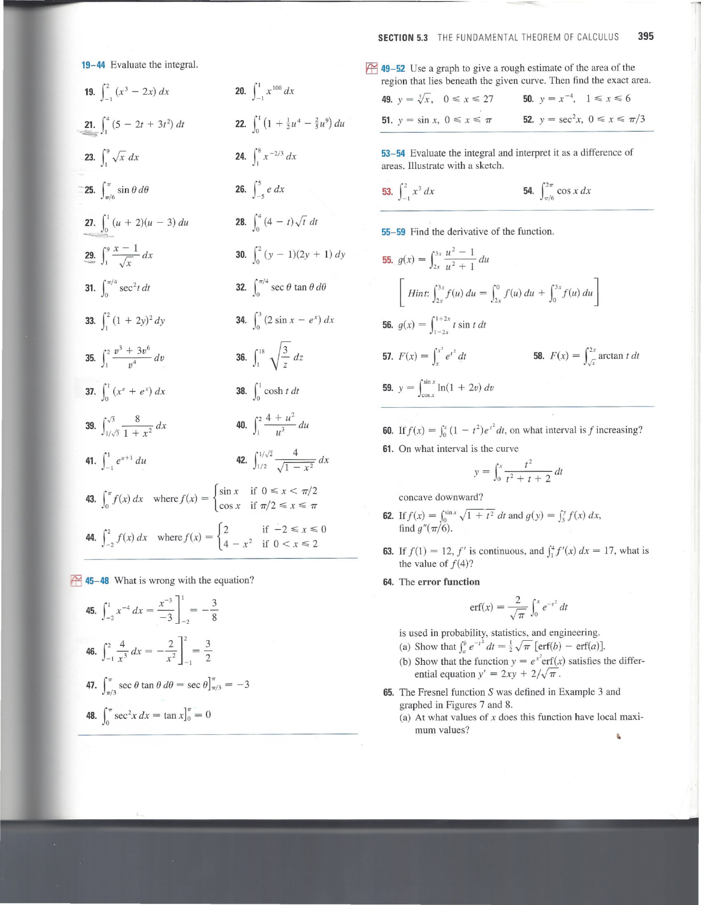**19–44** Evaluate the integral.

**19.** $\int_{-1}^{2} (x^3 - 2x)\,dx$

**20.** $\int_{-1}^{1} x^{100}\,dx$

**21.** $\int_{1}^{4} (5 - 2t + 3t^2)\,dt$

**22.** $\int_{0}^{1} \left(1 + \frac{1}{2}u^4 - \frac{2}{5}u^9\right) du$

**23.** $\int_{1}^{9} \sqrt{x}\,dx$

**24.** $\int_{1}^{8} x^{-2/3}\,dx$

**25.** $\int_{\pi/6}^{\pi} \sin\theta\,d\theta$

**26.** $\int_{-5}^{5} e\,dx$

**27.** $\int_{0}^{1} (u + 2)(u - 3)\,du$

**28.** $\int_{0}^{4} (4 - t)\sqrt{t}\,dt$

**29.** $\int_{1}^{9} \frac{x - 1}{\sqrt{x}}\,dx$

**30.** $\int_{0}^{2} (y - 1)(2y + 1)\,dy$

**31.** $\int_{0}^{\pi/4} \sec^2 t\,dt$

**32.** $\int_{0}^{\pi/4} \sec\theta\tan\theta\,d\theta$

**33.** $\int_{1}^{2} (1 + 2y)^2\,dy$

**34.** $\int_{0}^{3} (2\sin x - e^x)\,dx$

**35.** $\int_{1}^{2} \frac{v^3 + 3v^6}{v^4}\,dv$

**36.** $\int_{1}^{18} \sqrt{\frac{3}{z}}\,dz$

**37.** $\int_{0}^{1} (x^e + e^x)\,dx$

**38.** $\int_{0}^{1} \cosh t\,dt$

**39.** $\int_{1/\sqrt{3}}^{\sqrt{3}} \frac{8}{1 + x^2}\,dx$

**40.** $\int_{1}^{2} \frac{4 + u^2}{u^3}\,du$

**41.** $\int_{-1}^{1} e^{u+1}\,du$

**42.** $\int_{1/2}^{1/\sqrt{2}} \frac{4}{\sqrt{1 - x^2}}\,dx$

**43.** $\int_{0}^{\pi} f(x)\,dx$ where $f(x) = \begin{cases} \sin x & \text{if } 0 \leqslant x < \pi/2 \\ \cos x & \text{if } \pi/2 \leqslant x \leqslant \pi \end{cases}$

**44.** $\int_{-2}^{2} f(x)\,dx$ where $f(x) = \begin{cases} 2 & \text{if } -2 \leqslant x \leqslant 0 \\ 4 - x^2 & \text{if } 0 < x \leqslant 2 \end{cases}$

**45–48** What is wrong with the equation?

**45.** $\int_{-2}^{1} x^{-4}\,dx = \left.\frac{x^{-3}}{-3}\right]_{-2}^{1} = -\frac{3}{8}$

**46.** $\int_{-1}^{2} \frac{4}{x^3}\,dx = -\left.\frac{2}{x^2}\right]_{-1}^{2} = \frac{3}{2}$

**47.** $\int_{\pi/3}^{\pi} \sec\theta\tan\theta\,d\theta = \sec\theta\Big]_{\pi/3}^{\pi} = -3$

**48.** $\int_{0}^{\pi} \sec^2 x\,dx = \tan x\Big]_{0}^{\pi} = 0$

**49–52** Use a graph to give a rough estimate of the area of the region that lies beneath the given curve. Then find the exact area.

**49.** $y = \sqrt[3]{x}, \quad 0 \leqslant x \leqslant 27$

**50.** $y = x^{-4}, \quad 1 \leqslant x \leqslant 6$

**51.** $y = \sin x, \quad 0 \leqslant x \leqslant \pi$

**52.** $y = \sec^2 x, \quad 0 \leqslant x \leqslant \pi/3$

**53–54** Evaluate the integral and interpret it as a difference of areas. Illustrate with a sketch.

**53.** $\int_{-1}^{2} x^3\,dx$

**54.** $\int_{\pi/6}^{2\pi} \cos x\,dx$

**55–59** Find the derivative of the function.

**55.** $g(x) = \int_{2x}^{3x} \frac{u^2 - 1}{u^2 + 1}\,du$

$$\left[\textit{Hint: } \int_{2x}^{3x} f(u)\,du = \int_{2x}^{0} f(u)\,du + \int_{0}^{3x} f(u)\,du\right]$$

**56.** $g(x) = \int_{1-2x}^{1+2x} t\sin t\,dt$

**57.** $F(x) = \int_{x}^{x^2} e^{t^2}\,dt$

**58.** $F(x) = \int_{\sqrt{x}}^{2x} \arctan t\,dt$

**59.** $y = \int_{\cos x}^{\sin x} \ln(1 + 2v)\,dv$

**60.** If $f(x) = \int_0^x (1 - t^2)e^{t^2}\,dt$, on what interval is $f$ increasing?

**61.** On what interval is the curve

$$y = \int_0^x \frac{t^2}{t^2 + t + 2}\,dt$$

concave downward?

**62.** If $f(x) = \int_0^{\sin x} \sqrt{1 + t^2}\,dt$ and $g(y) = \int_3^y f(x)\,dx$, find $g''(\pi/6)$.

**63.** If $f(1) = 12$, $f'$ is continuous, and $\int_1^4 f'(x)\,dx = 17$, what is the value of $f(4)$?

**64.** The **error function**

$$\text{erf}(x) = \frac{2}{\sqrt{\pi}} \int_0^x e^{-t^2}\,dt$$

is used in probability, statistics, and engineering.

(a) Show that $\int_a^b e^{-t^2}\,dt = \frac{1}{2}\sqrt{\pi}\,[\text{erf}(b) - \text{erf}(a)]$.

(b) Show that the function $y = e^{x^2}\text{erf}(x)$ satisfies the differential equation $y' = 2xy + 2/\sqrt{\pi}$.

**65.** The Fresnel function $S$ was defined in Example 3 and graphed in Figures 7 and 8.

(a) At what values of $x$ does this function have local maximum values?